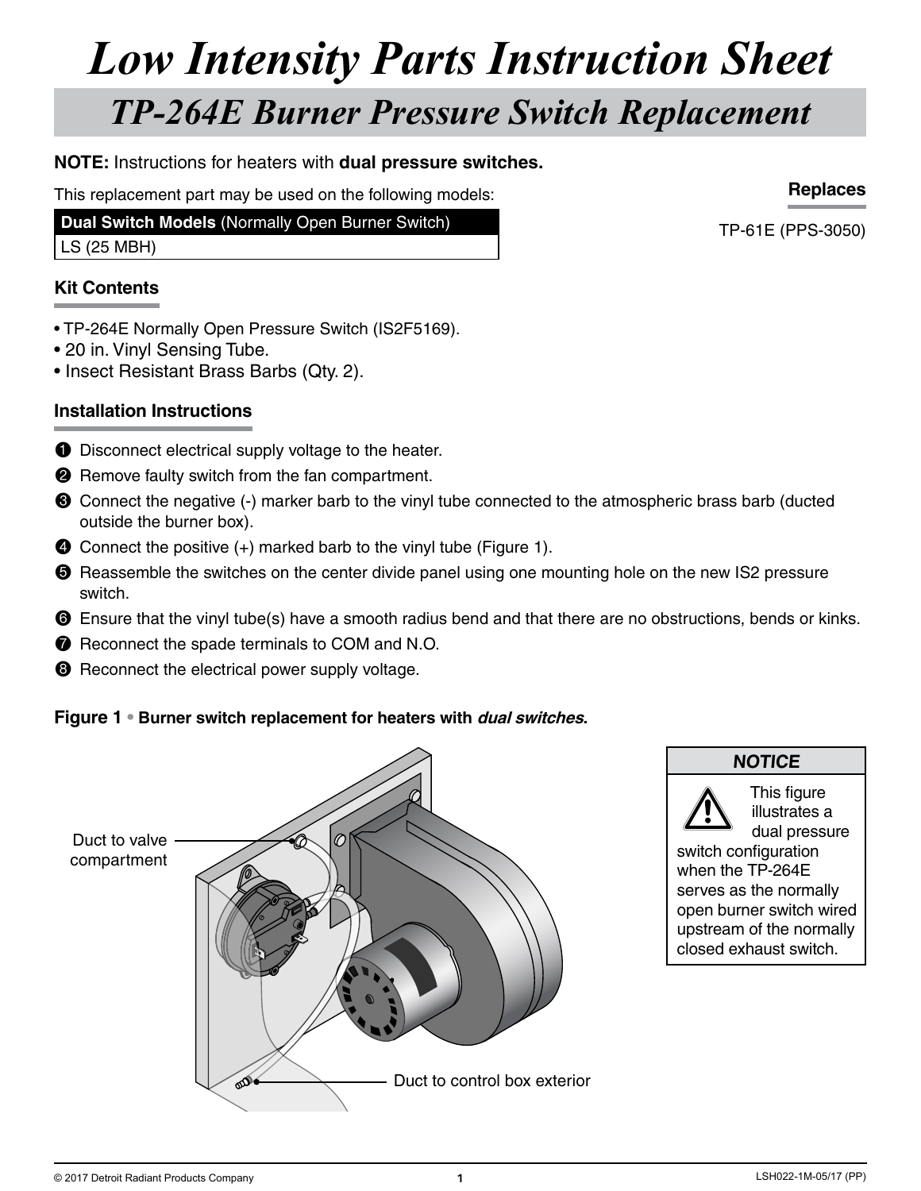# Low Intensity Parts Instruction Sheet

## TP-264E Burner Pressure Switch Replacement

**NOTE:** Instructions for heaters with **dual pressure switches.**

This replacement part may be used on the following models:

| **Dual Switch Models** (Normally Open Burner Switch) |
|---|
| LS (25 MBH) |

**Replaces**

TP-61E (PPS-3050)

### Kit Contents

- TP-264E Normally Open Pressure Switch (IS2F5169).
- 20 in. Vinyl Sensing Tube.
- Insect Resistant Brass Barbs (Qty. 2).

### Installation Instructions

1. Disconnect electrical supply voltage to the heater.
2. Remove faulty switch from the fan compartment.
3. Connect the negative (-) marker barb to the vinyl tube connected to the atmospheric brass barb (ducted outside the burner box).
4. Connect the positive (+) marked barb to the vinyl tube (Figure 1).
5. Reassemble the switches on the center divide panel using one mounting hole on the new IS2 pressure switch.
6. Ensure that the vinyl tube(s) have a smooth radius bend and that there are no obstructions, bends or kinks.
7. Reconnect the spade terminals to COM and N.O.
8. Reconnect the electrical power supply voltage.

**Figure 1 • Burner switch replacement for heaters with *dual switches*.**

Duct to valve compartment

Duct to control box exterior

**NOTICE**

This figure illustrates a dual pressure switch configuration when the TP-264E serves as the normally open burner switch wired upstream of the normally closed exhaust switch.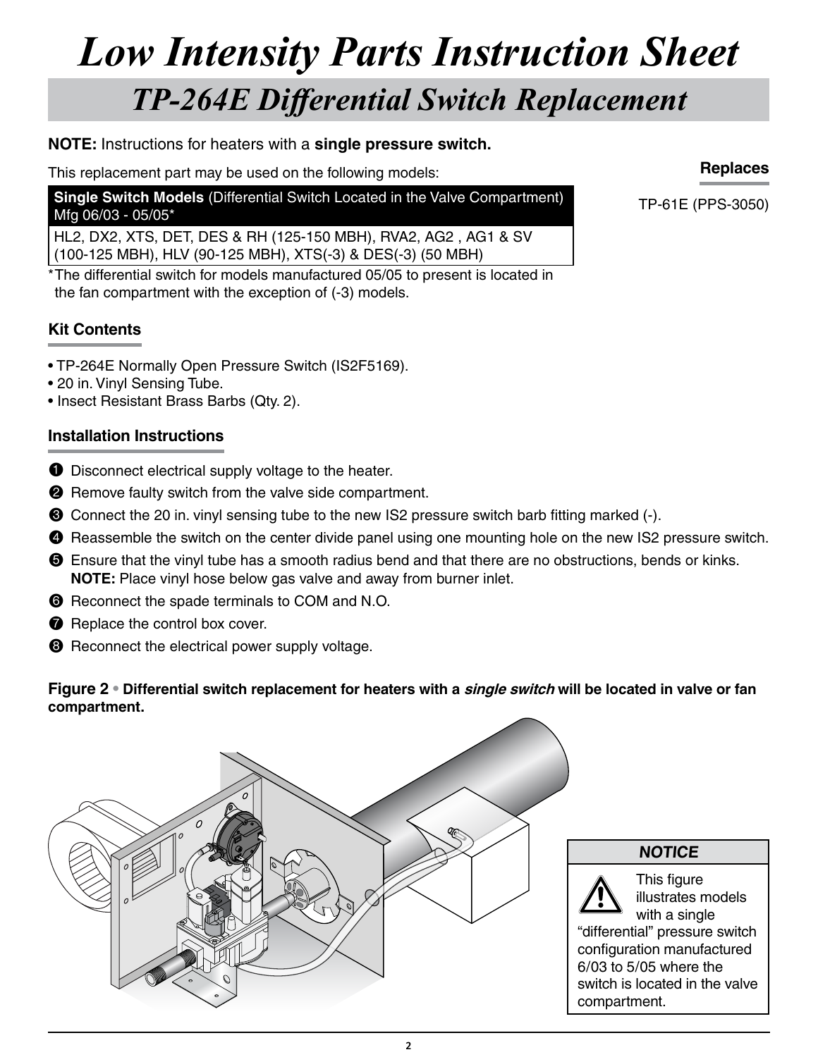# Low Intensity Parts Instruction Sheet

## TP-264E Differential Switch Replacement

**NOTE:** Instructions for heaters with a **single pressure switch.**

This replacement part may be used on the following models:

| **Single Switch Models** (Differential Switch Located in the Valve Compartment) Mfg 06/03 - 05/05* |
|---|
| HL2, DX2, XTS, DET, DES & RH (125-150 MBH), RVA2, AG2 , AG1 & SV (100-125 MBH), HLV (90-125 MBH), XTS(-3) & DES(-3) (50 MBH) |

*The differential switch for models manufactured 05/05 to present is located in the fan compartment with the exception of (-3) models.

### Replaces

TP-61E (PPS-3050)

### Kit Contents

- TP-264E Normally Open Pressure Switch (IS2F5169).
- 20 in. Vinyl Sensing Tube.
- Insect Resistant Brass Barbs (Qty. 2).

### Installation Instructions

1. Disconnect electrical supply voltage to the heater.
2. Remove faulty switch from the valve side compartment.
3. Connect the 20 in. vinyl sensing tube to the new IS2 pressure switch barb fitting marked (-).
4. Reassemble the switch on the center divide panel using one mounting hole on the new IS2 pressure switch.
5. Ensure that the vinyl tube has a smooth radius bend and that there are no obstructions, bends or kinks. **NOTE:** Place vinyl hose below gas valve and away from burner inlet.
6. Reconnect the spade terminals to COM and N.O.
7. Replace the control box cover.
8. Reconnect the electrical power supply voltage.

**Figure 2 • Differential switch replacement for heaters with a *single switch* will be located in valve or fan compartment.**

***NOTICE***

This figure illustrates models with a single "differential" pressure switch configuration manufactured 6/03 to 5/05 where the switch is located in the valve compartment.